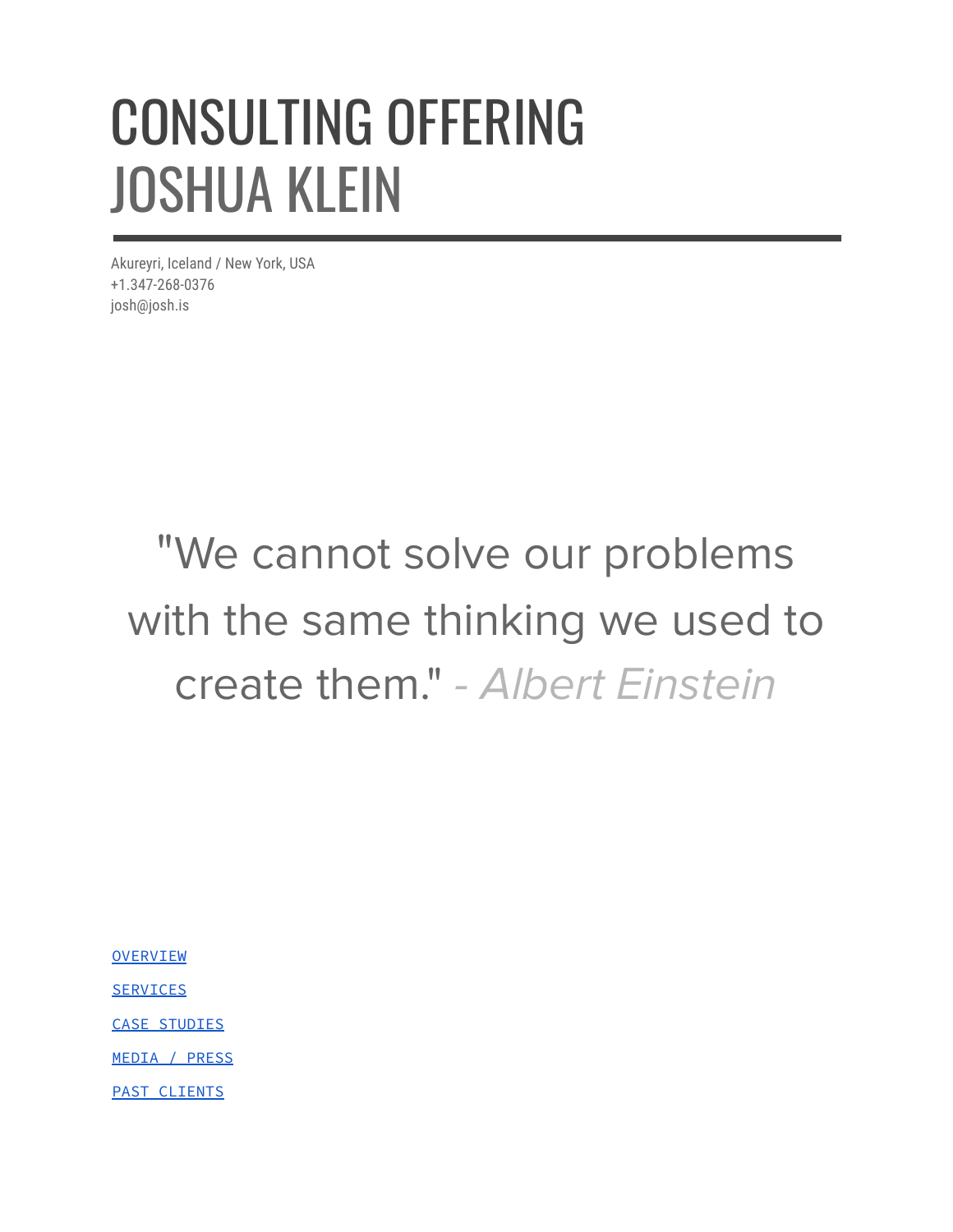# CONSULTING OFFERING
# JOSHUA KLEIN

Akureyri, Iceland / New York, USA
+1.347-268-0376
josh@josh.is

"We cannot solve our problems with the same thinking we used to create them." *- Albert Einstein*

[OVERVIEW]

[SERVICES]

[CASE STUDIES]

[MEDIA / PRESS]

[PAST CLIENTS]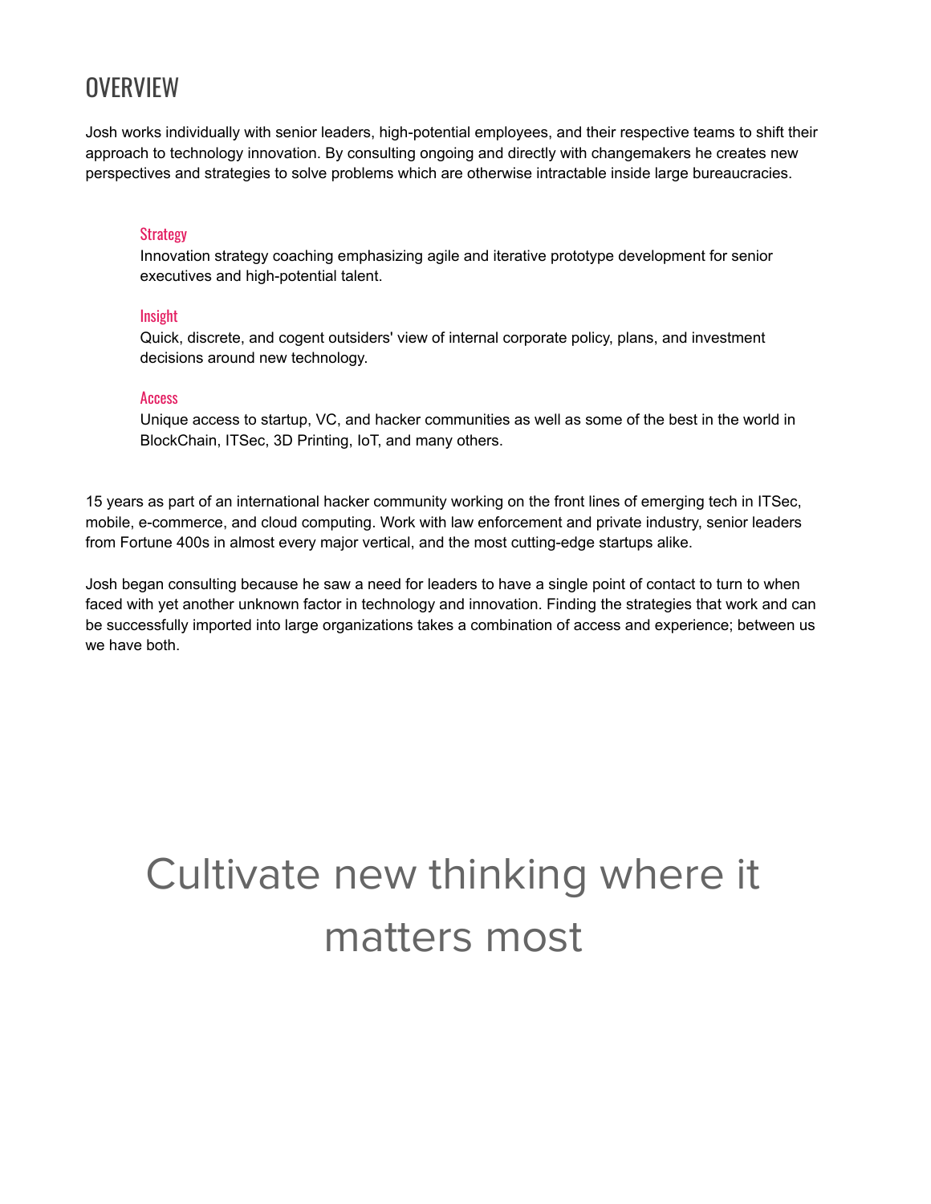## OVERVIEW

Josh works individually with senior leaders, high-potential employees, and their respective teams to shift their approach to technology innovation. By consulting ongoing and directly with changemakers he creates new perspectives and strategies to solve problems which are otherwise intractable inside large bureaucracies.

> ### Strategy
> Innovation strategy coaching emphasizing agile and iterative prototype development for senior executives and high-potential talent.
>
> ### Insight
> Quick, discrete, and cogent outsiders' view of internal corporate policy, plans, and investment decisions around new technology.
>
> ### Access
> Unique access to startup, VC, and hacker communities as well as some of the best in the world in BlockChain, ITSec, 3D Printing, IoT, and many others.

15 years as part of an international hacker community working on the front lines of emerging tech in ITSec, mobile, e-commerce, and cloud computing. Work with law enforcement and private industry, senior leaders from Fortune 400s in almost every major vertical, and the most cutting-edge startups alike.

Josh began consulting because he saw a need for leaders to have a single point of contact to turn to when faced with yet another unknown factor in technology and innovation. Finding the strategies that work and can be successfully imported into large organizations takes a combination of access and experience; between us we have both.

# Cultivate new thinking where it matters most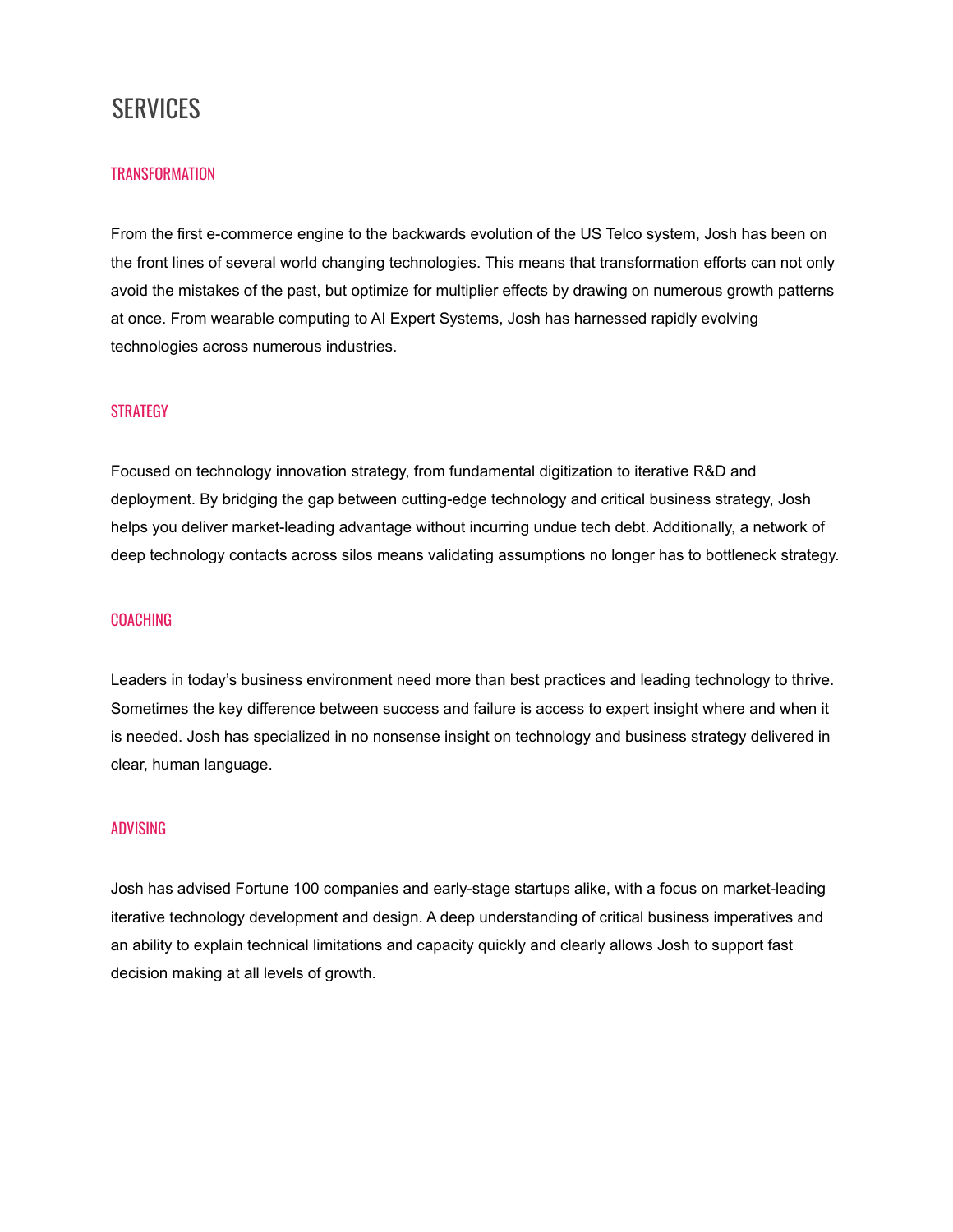# SERVICES

## TRANSFORMATION

From the first e-commerce engine to the backwards evolution of the US Telco system, Josh has been on the front lines of several world changing technologies. This means that transformation efforts can not only avoid the mistakes of the past, but optimize for multiplier effects by drawing on numerous growth patterns at once. From wearable computing to AI Expert Systems, Josh has harnessed rapidly evolving technologies across numerous industries.

## STRATEGY

Focused on technology innovation strategy, from fundamental digitization to iterative R&D and deployment. By bridging the gap between cutting-edge technology and critical business strategy, Josh helps you deliver market-leading advantage without incurring undue tech debt. Additionally, a network of deep technology contacts across silos means validating assumptions no longer has to bottleneck strategy.

## COACHING

Leaders in today's business environment need more than best practices and leading technology to thrive. Sometimes the key difference between success and failure is access to expert insight where and when it is needed. Josh has specialized in no nonsense insight on technology and business strategy delivered in clear, human language.

## ADVISING

Josh has advised Fortune 100 companies and early-stage startups alike, with a focus on market-leading iterative technology development and design. A deep understanding of critical business imperatives and an ability to explain technical limitations and capacity quickly and clearly allows Josh to support fast decision making at all levels of growth.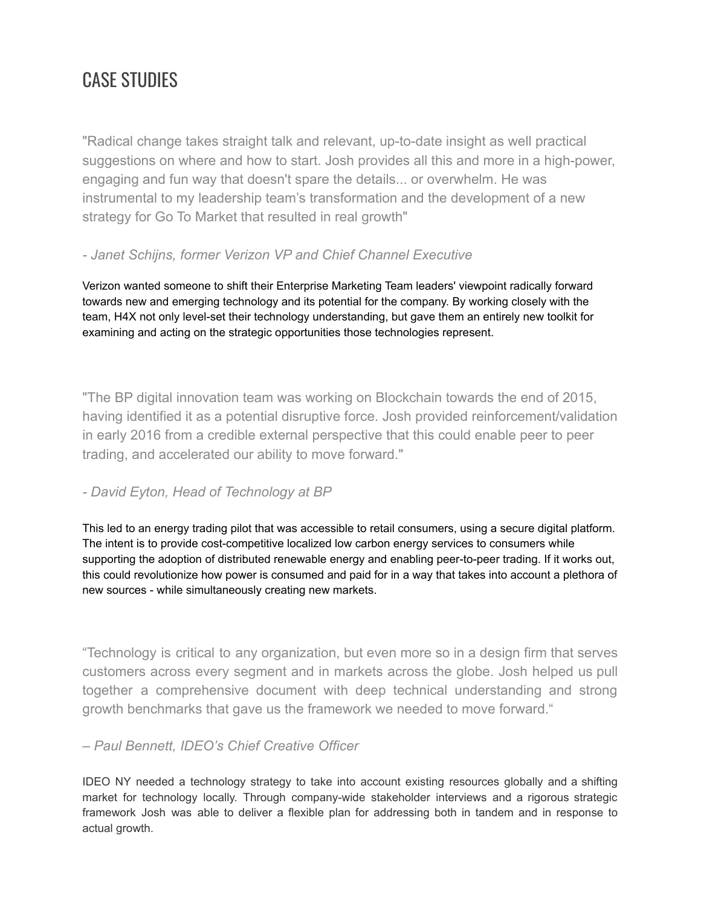# CASE STUDIES

"Radical change takes straight talk and relevant, up-to-date insight as well practical suggestions on where and how to start. Josh provides all this and more in a high-power, engaging and fun way that doesn't spare the details... or overwhelm. He was instrumental to my leadership team's transformation and the development of a new strategy for Go To Market that resulted in real growth"

*- Janet Schijns, former Verizon VP and Chief Channel Executive*

Verizon wanted someone to shift their Enterprise Marketing Team leaders' viewpoint radically forward towards new and emerging technology and its potential for the company. By working closely with the team, H4X not only level-set their technology understanding, but gave them an entirely new toolkit for examining and acting on the strategic opportunities those technologies represent.

"The BP digital innovation team was working on Blockchain towards the end of 2015, having identified it as a potential disruptive force. Josh provided reinforcement/validation in early 2016 from a credible external perspective that this could enable peer to peer trading, and accelerated our ability to move forward."

*- David Eyton, Head of Technology at BP*

This led to an energy trading pilot that was accessible to retail consumers, using a secure digital platform. The intent is to provide cost-competitive localized low carbon energy services to consumers while supporting the adoption of distributed renewable energy and enabling peer-to-peer trading. If it works out, this could revolutionize how power is consumed and paid for in a way that takes into account a plethora of new sources - while simultaneously creating new markets.

"Technology is critical to any organization, but even more so in a design firm that serves customers across every segment and in markets across the globe. Josh helped us pull together a comprehensive document with deep technical understanding and strong growth benchmarks that gave us the framework we needed to move forward."

*– Paul Bennett, IDEO's Chief Creative Officer*

IDEO NY needed a technology strategy to take into account existing resources globally and a shifting market for technology locally. Through company-wide stakeholder interviews and a rigorous strategic framework Josh was able to deliver a flexible plan for addressing both in tandem and in response to actual growth.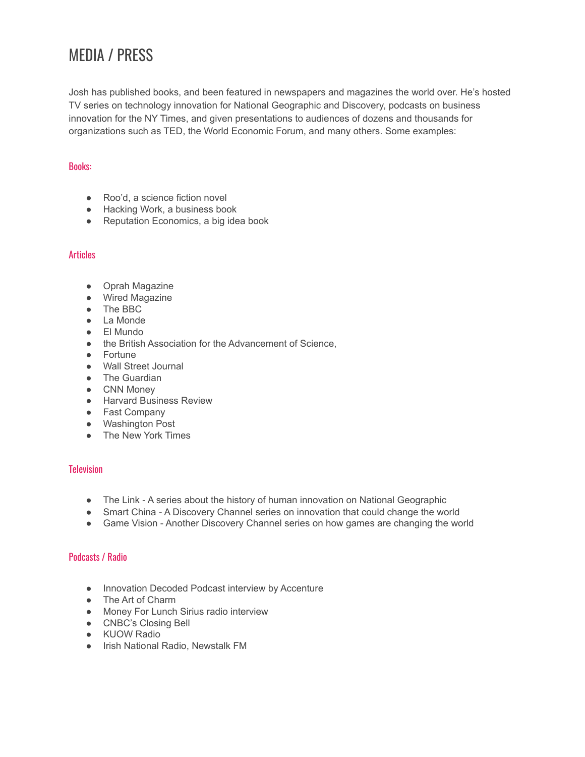# MEDIA / PRESS

Josh has published books, and been featured in newspapers and magazines the world over. He's hosted TV series on technology innovation for National Geographic and Discovery, podcasts on business innovation for the NY Times, and given presentations to audiences of dozens and thousands for organizations such as TED, the World Economic Forum, and many others. Some examples:

## Books:

- Roo'd, a science fiction novel
- Hacking Work, a business book
- Reputation Economics, a big idea book

## Articles

- Oprah Magazine
- Wired Magazine
- The BBC
- La Monde
- El Mundo
- the British Association for the Advancement of Science,
- Fortune
- Wall Street Journal
- The Guardian
- CNN Money
- Harvard Business Review
- Fast Company
- Washington Post
- The New York Times

## Television

- The Link - A series about the history of human innovation on National Geographic
- Smart China - A Discovery Channel series on innovation that could change the world
- Game Vision - Another Discovery Channel series on how games are changing the world

## Podcasts / Radio

- Innovation Decoded Podcast interview by Accenture
- The Art of Charm
- Money For Lunch Sirius radio interview
- CNBC's Closing Bell
- KUOW Radio
- Irish National Radio, Newstalk FM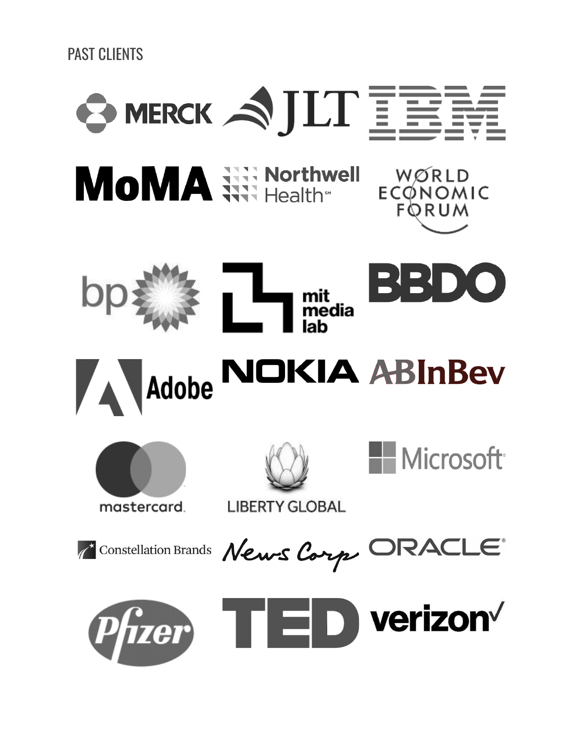PAST CLIENTS

MERCK
JLT
IBM
MoMA
Northwell Health
WORLD ECONOMIC FORUM
bp
mit media lab
BBDO
Adobe
NOKIA
ABInBev
mastercard
LIBERTY GLOBAL
Microsoft
Constellation Brands
News Corp
ORACLE
Pfizer
TED
verizon